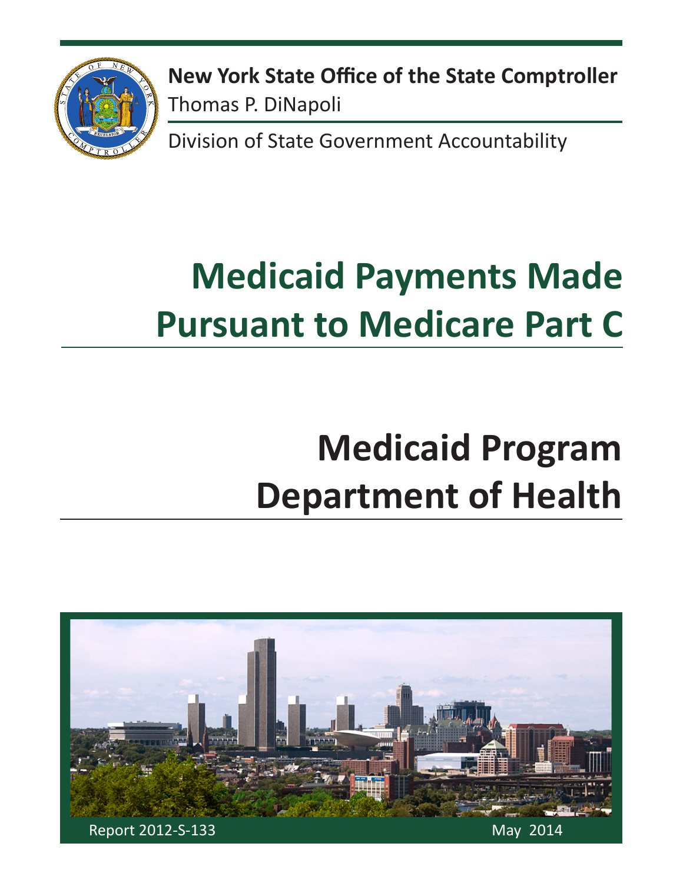**New York State Office of the State Comptroller**
Thomas P. DiNapoli

Division of State Government Accountability

# Medicaid Payments Made Pursuant to Medicare Part C

# Medicaid Program Department of Health

Report 2012-S-133

May 2014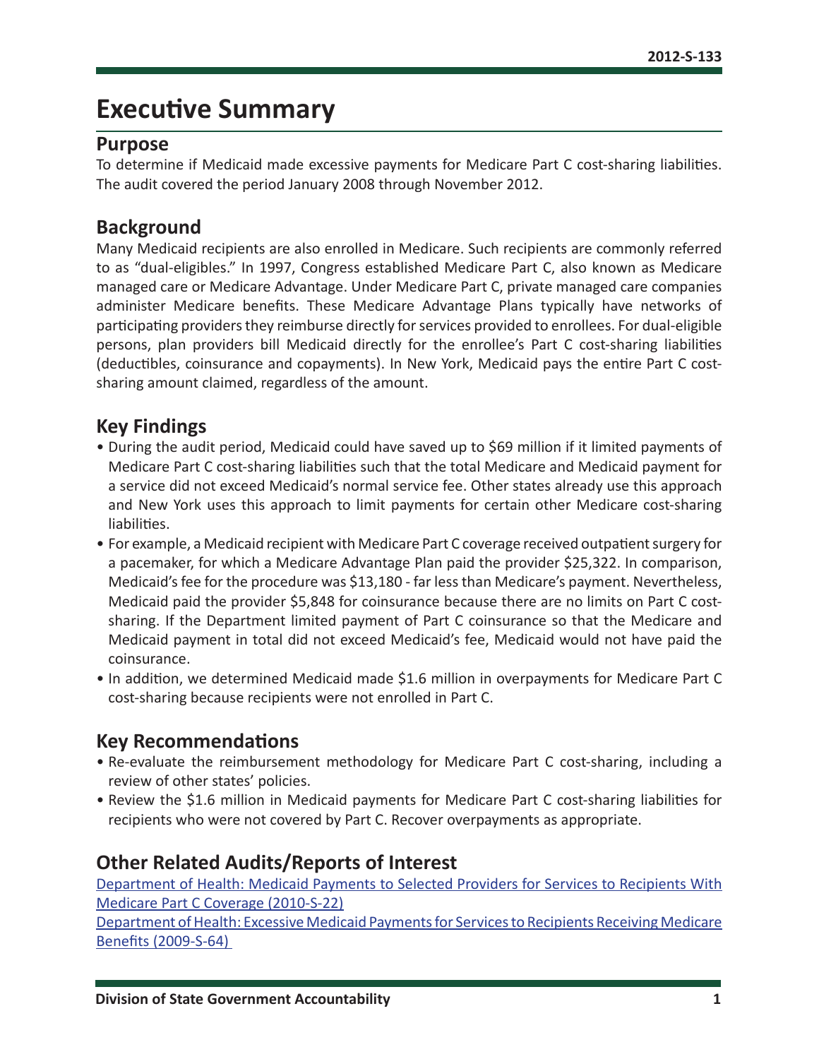# Executive Summary

## Purpose

To determine if Medicaid made excessive payments for Medicare Part C cost-sharing liabilities. The audit covered the period January 2008 through November 2012.

## Background

Many Medicaid recipients are also enrolled in Medicare. Such recipients are commonly referred to as "dual-eligibles." In 1997, Congress established Medicare Part C, also known as Medicare managed care or Medicare Advantage. Under Medicare Part C, private managed care companies administer Medicare benefits. These Medicare Advantage Plans typically have networks of participating providers they reimburse directly for services provided to enrollees. For dual-eligible persons, plan providers bill Medicaid directly for the enrollee's Part C cost-sharing liabilities (deductibles, coinsurance and copayments). In New York, Medicaid pays the entire Part C cost-sharing amount claimed, regardless of the amount.

## Key Findings

- During the audit period, Medicaid could have saved up to $69 million if it limited payments of Medicare Part C cost-sharing liabilities such that the total Medicare and Medicaid payment for a service did not exceed Medicaid's normal service fee. Other states already use this approach and New York uses this approach to limit payments for certain other Medicare cost-sharing liabilities.
- For example, a Medicaid recipient with Medicare Part C coverage received outpatient surgery for a pacemaker, for which a Medicare Advantage Plan paid the provider $25,322. In comparison, Medicaid's fee for the procedure was $13,180 - far less than Medicare's payment. Nevertheless, Medicaid paid the provider $5,848 for coinsurance because there are no limits on Part C cost-sharing. If the Department limited payment of Part C coinsurance so that the Medicare and Medicaid payment in total did not exceed Medicaid's fee, Medicaid would not have paid the coinsurance.
- In addition, we determined Medicaid made $1.6 million in overpayments for Medicare Part C cost-sharing because recipients were not enrolled in Part C.

## Key Recommendations

- Re-evaluate the reimbursement methodology for Medicare Part C cost-sharing, including a review of other states' policies.
- Review the $1.6 million in Medicaid payments for Medicare Part C cost-sharing liabilities for recipients who were not covered by Part C. Recover overpayments as appropriate.

## Other Related Audits/Reports of Interest

Department of Health: Medicaid Payments to Selected Providers for Services to Recipients With Medicare Part C Coverage (2010-S-22)

Department of Health: Excessive Medicaid Payments for Services to Recipients Receiving Medicare Benefits (2009-S-64)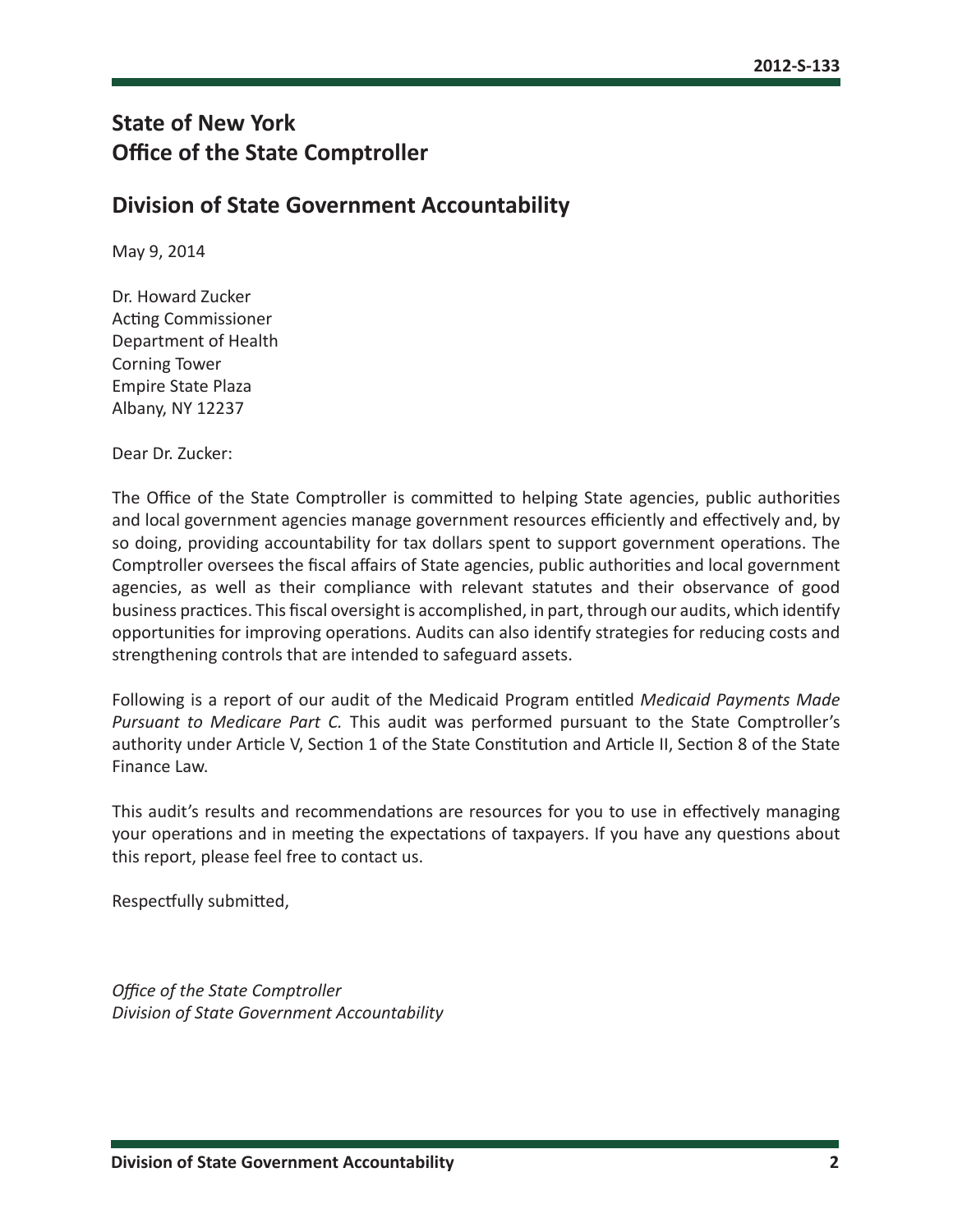## State of New York
## Office of the State Comptroller

## Division of State Government Accountability

May 9, 2014

Dr. Howard Zucker
Acting Commissioner
Department of Health
Corning Tower
Empire State Plaza
Albany, NY 12237

Dear Dr. Zucker:

The Office of the State Comptroller is committed to helping State agencies, public authorities and local government agencies manage government resources efficiently and effectively and, by so doing, providing accountability for tax dollars spent to support government operations. The Comptroller oversees the fiscal affairs of State agencies, public authorities and local government agencies, as well as their compliance with relevant statutes and their observance of good business practices. This fiscal oversight is accomplished, in part, through our audits, which identify opportunities for improving operations. Audits can also identify strategies for reducing costs and strengthening controls that are intended to safeguard assets.

Following is a report of our audit of the Medicaid Program entitled *Medicaid Payments Made Pursuant to Medicare Part C.* This audit was performed pursuant to the State Comptroller's authority under Article V, Section 1 of the State Constitution and Article II, Section 8 of the State Finance Law.

This audit's results and recommendations are resources for you to use in effectively managing your operations and in meeting the expectations of taxpayers. If you have any questions about this report, please feel free to contact us.

Respectfully submitted,

*Office of the State Comptroller*
*Division of State Government Accountability*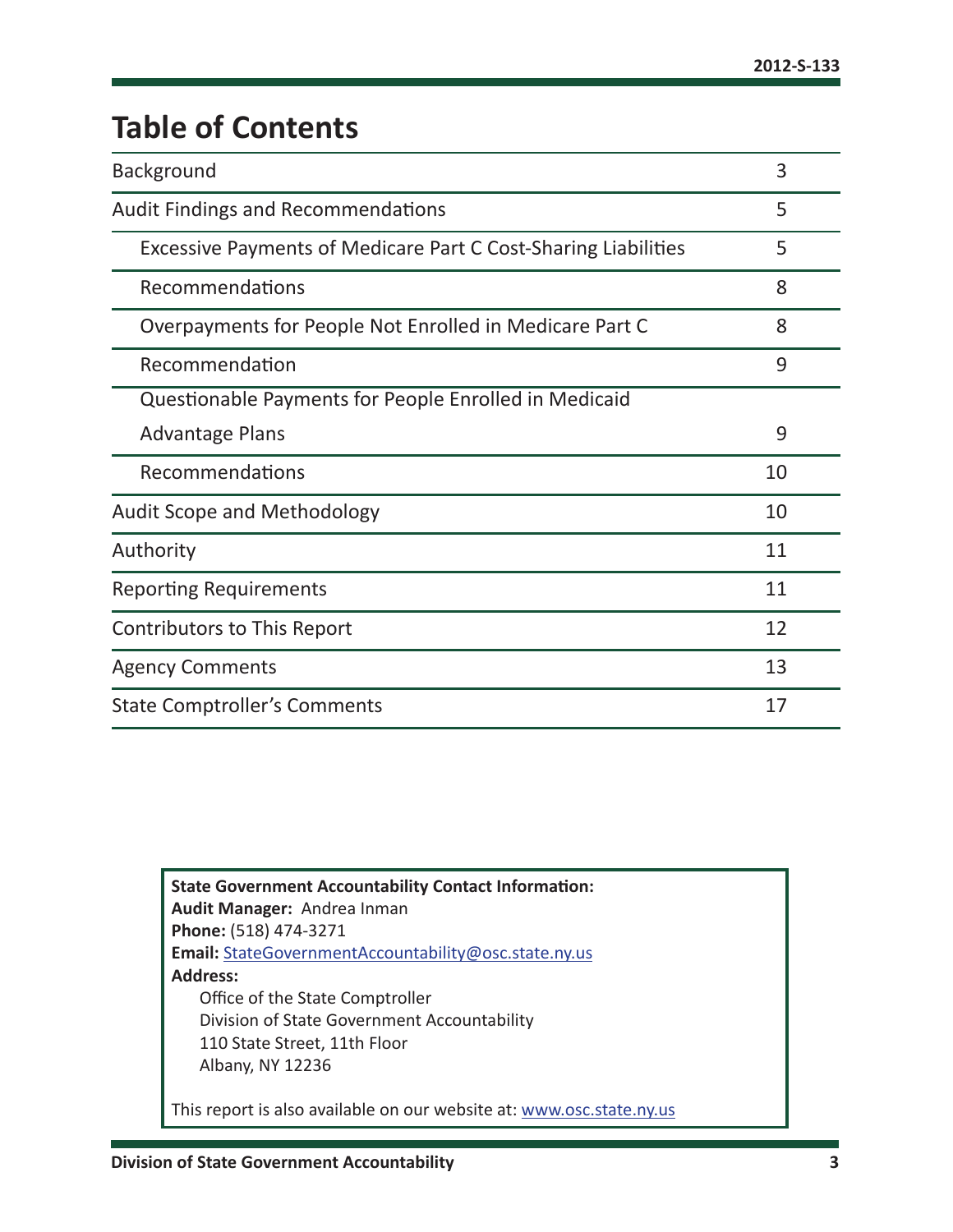# Table of Contents

| | |
|---|---|
| Background | 3 |
| Audit Findings and Recommendations | 5 |
| Excessive Payments of Medicare Part C Cost-Sharing Liabilities | 5 |
| Recommendations | 8 |
| Overpayments for People Not Enrolled in Medicare Part C | 8 |
| Recommendation | 9 |
| Questionable Payments for People Enrolled in Medicaid Advantage Plans | 9 |
| Recommendations | 10 |
| Audit Scope and Methodology | 10 |
| Authority | 11 |
| Reporting Requirements | 11 |
| Contributors to This Report | 12 |
| Agency Comments | 13 |
| State Comptroller's Comments | 17 |

**State Government Accountability Contact Information:**
**Audit Manager:** Andrea Inman
**Phone:** (518) 474-3271
**Email:** StateGovernmentAccountability@osc.state.ny.us
**Address:**
Office of the State Comptroller
Division of State Government Accountability
110 State Street, 11th Floor
Albany, NY 12236

This report is also available on our website at: www.osc.state.ny.us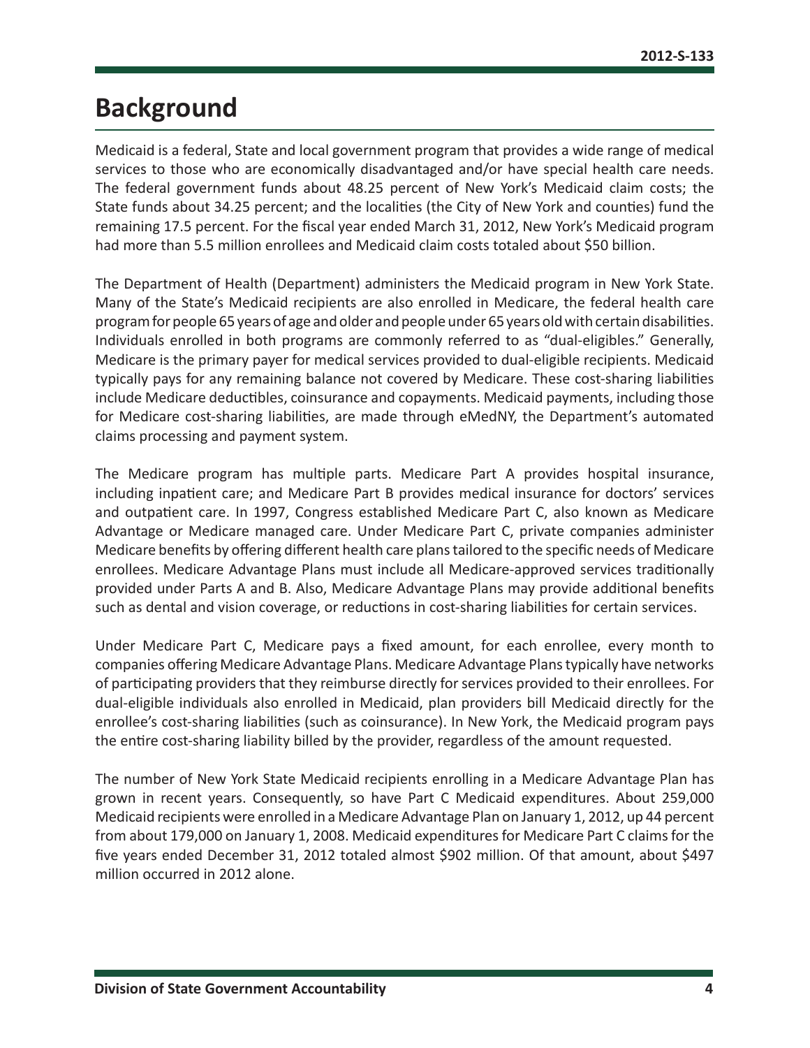# Background

Medicaid is a federal, State and local government program that provides a wide range of medical services to those who are economically disadvantaged and/or have special health care needs. The federal government funds about 48.25 percent of New York's Medicaid claim costs; the State funds about 34.25 percent; and the localities (the City of New York and counties) fund the remaining 17.5 percent. For the fiscal year ended March 31, 2012, New York's Medicaid program had more than 5.5 million enrollees and Medicaid claim costs totaled about $50 billion.

The Department of Health (Department) administers the Medicaid program in New York State. Many of the State's Medicaid recipients are also enrolled in Medicare, the federal health care program for people 65 years of age and older and people under 65 years old with certain disabilities. Individuals enrolled in both programs are commonly referred to as "dual-eligibles." Generally, Medicare is the primary payer for medical services provided to dual-eligible recipients. Medicaid typically pays for any remaining balance not covered by Medicare. These cost-sharing liabilities include Medicare deductibles, coinsurance and copayments. Medicaid payments, including those for Medicare cost-sharing liabilities, are made through eMedNY, the Department's automated claims processing and payment system.

The Medicare program has multiple parts. Medicare Part A provides hospital insurance, including inpatient care; and Medicare Part B provides medical insurance for doctors' services and outpatient care. In 1997, Congress established Medicare Part C, also known as Medicare Advantage or Medicare managed care. Under Medicare Part C, private companies administer Medicare benefits by offering different health care plans tailored to the specific needs of Medicare enrollees. Medicare Advantage Plans must include all Medicare-approved services traditionally provided under Parts A and B. Also, Medicare Advantage Plans may provide additional benefits such as dental and vision coverage, or reductions in cost-sharing liabilities for certain services.

Under Medicare Part C, Medicare pays a fixed amount, for each enrollee, every month to companies offering Medicare Advantage Plans. Medicare Advantage Plans typically have networks of participating providers that they reimburse directly for services provided to their enrollees. For dual-eligible individuals also enrolled in Medicaid, plan providers bill Medicaid directly for the enrollee's cost-sharing liabilities (such as coinsurance). In New York, the Medicaid program pays the entire cost-sharing liability billed by the provider, regardless of the amount requested.

The number of New York State Medicaid recipients enrolling in a Medicare Advantage Plan has grown in recent years. Consequently, so have Part C Medicaid expenditures. About 259,000 Medicaid recipients were enrolled in a Medicare Advantage Plan on January 1, 2012, up 44 percent from about 179,000 on January 1, 2008. Medicaid expenditures for Medicare Part C claims for the five years ended December 31, 2012 totaled almost $902 million. Of that amount, about $497 million occurred in 2012 alone.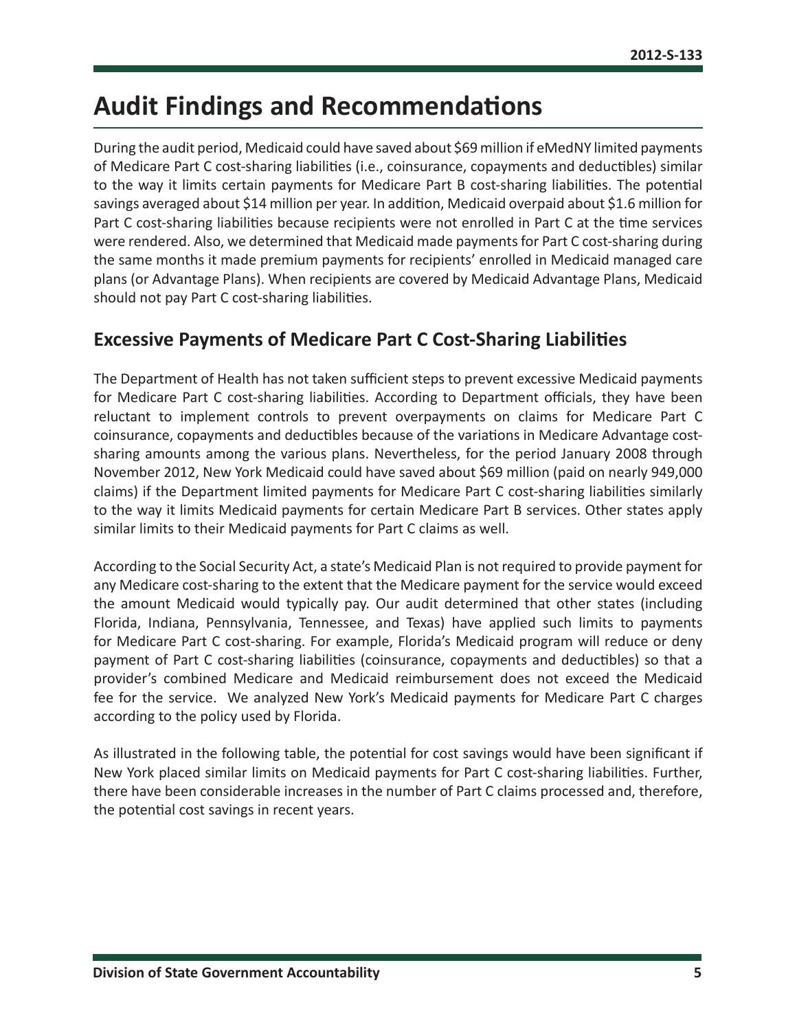# Audit Findings and Recommendations

During the audit period, Medicaid could have saved about $69 million if eMedNY limited payments of Medicare Part C cost-sharing liabilities (i.e., coinsurance, copayments and deductibles) similar to the way it limits certain payments for Medicare Part B cost-sharing liabilities. The potential savings averaged about $14 million per year. In addition, Medicaid overpaid about $1.6 million for Part C cost-sharing liabilities because recipients were not enrolled in Part C at the time services were rendered. Also, we determined that Medicaid made payments for Part C cost-sharing during the same months it made premium payments for recipients' enrolled in Medicaid managed care plans (or Advantage Plans). When recipients are covered by Medicaid Advantage Plans, Medicaid should not pay Part C cost-sharing liabilities.

## Excessive Payments of Medicare Part C Cost-Sharing Liabilities

The Department of Health has not taken sufficient steps to prevent excessive Medicaid payments for Medicare Part C cost-sharing liabilities. According to Department officials, they have been reluctant to implement controls to prevent overpayments on claims for Medicare Part C coinsurance, copayments and deductibles because of the variations in Medicare Advantage cost-sharing amounts among the various plans. Nevertheless, for the period January 2008 through November 2012, New York Medicaid could have saved about $69 million (paid on nearly 949,000 claims) if the Department limited payments for Medicare Part C cost-sharing liabilities similarly to the way it limits Medicaid payments for certain Medicare Part B services. Other states apply similar limits to their Medicaid payments for Part C claims as well.

According to the Social Security Act, a state's Medicaid Plan is not required to provide payment for any Medicare cost-sharing to the extent that the Medicare payment for the service would exceed the amount Medicaid would typically pay. Our audit determined that other states (including Florida, Indiana, Pennsylvania, Tennessee, and Texas) have applied such limits to payments for Medicare Part C cost-sharing. For example, Florida's Medicaid program will reduce or deny payment of Part C cost-sharing liabilities (coinsurance, copayments and deductibles) so that a provider's combined Medicare and Medicaid reimbursement does not exceed the Medicaid fee for the service. We analyzed New York's Medicaid payments for Medicare Part C charges according to the policy used by Florida.

As illustrated in the following table, the potential for cost savings would have been significant if New York placed similar limits on Medicaid payments for Part C cost-sharing liabilities. Further, there have been considerable increases in the number of Part C claims processed and, therefore, the potential cost savings in recent years.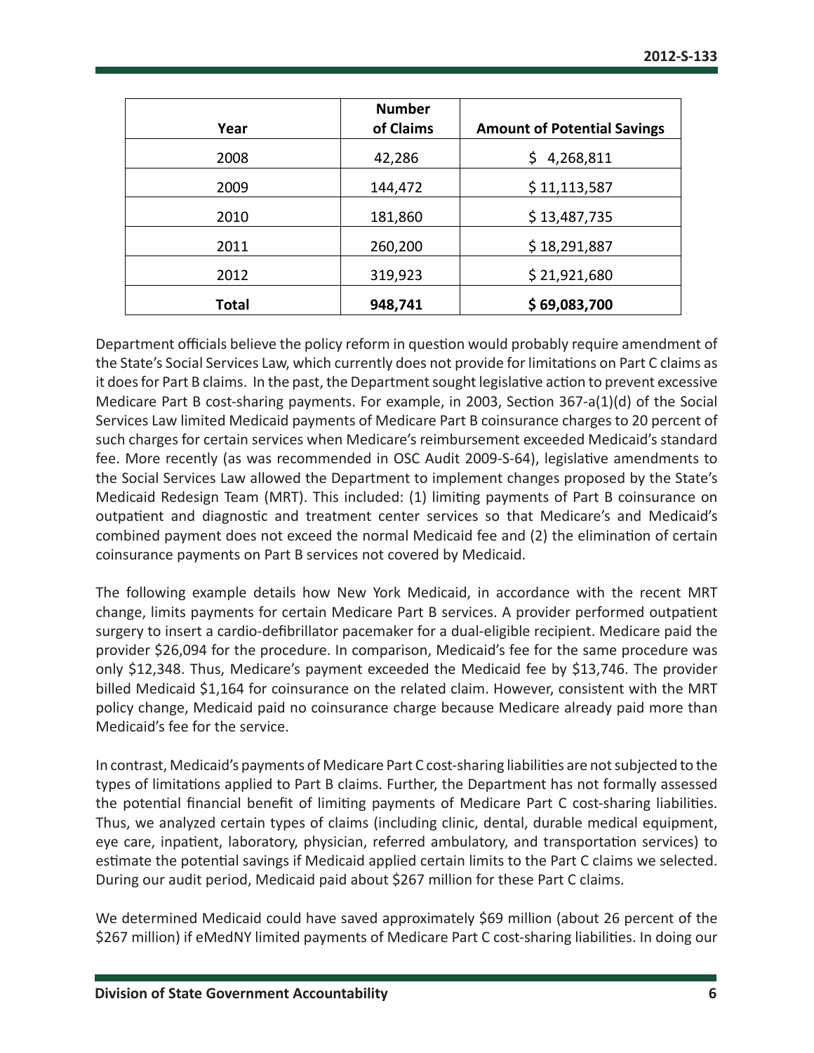| Year | Number of Claims | Amount of Potential Savings |
|---|---|---|
| 2008 | 42,286 | $ 4,268,811 |
| 2009 | 144,472 | $ 11,113,587 |
| 2010 | 181,860 | $ 13,487,735 |
| 2011 | 260,200 | $ 18,291,887 |
| 2012 | 319,923 | $ 21,921,680 |
| **Total** | **948,741** | **$ 69,083,700** |

Department officials believe the policy reform in question would probably require amendment of the State's Social Services Law, which currently does not provide for limitations on Part C claims as it does for Part B claims. In the past, the Department sought legislative action to prevent excessive Medicare Part B cost-sharing payments. For example, in 2003, Section 367-a(1)(d) of the Social Services Law limited Medicaid payments of Medicare Part B coinsurance charges to 20 percent of such charges for certain services when Medicare's reimbursement exceeded Medicaid's standard fee. More recently (as was recommended in OSC Audit 2009-S-64), legislative amendments to the Social Services Law allowed the Department to implement changes proposed by the State's Medicaid Redesign Team (MRT). This included: (1) limiting payments of Part B coinsurance on outpatient and diagnostic and treatment center services so that Medicare's and Medicaid's combined payment does not exceed the normal Medicaid fee and (2) the elimination of certain coinsurance payments on Part B services not covered by Medicaid.

The following example details how New York Medicaid, in accordance with the recent MRT change, limits payments for certain Medicare Part B services. A provider performed outpatient surgery to insert a cardio-defibrillator pacemaker for a dual-eligible recipient. Medicare paid the provider $26,094 for the procedure. In comparison, Medicaid's fee for the same procedure was only $12,348. Thus, Medicare's payment exceeded the Medicaid fee by $13,746. The provider billed Medicaid $1,164 for coinsurance on the related claim. However, consistent with the MRT policy change, Medicaid paid no coinsurance charge because Medicare already paid more than Medicaid's fee for the service.

In contrast, Medicaid's payments of Medicare Part C cost-sharing liabilities are not subjected to the types of limitations applied to Part B claims. Further, the Department has not formally assessed the potential financial benefit of limiting payments of Medicare Part C cost-sharing liabilities. Thus, we analyzed certain types of claims (including clinic, dental, durable medical equipment, eye care, inpatient, laboratory, physician, referred ambulatory, and transportation services) to estimate the potential savings if Medicaid applied certain limits to the Part C claims we selected. During our audit period, Medicaid paid about $267 million for these Part C claims.

We determined Medicaid could have saved approximately $69 million (about 26 percent of the $267 million) if eMedNY limited payments of Medicare Part C cost-sharing liabilities. In doing our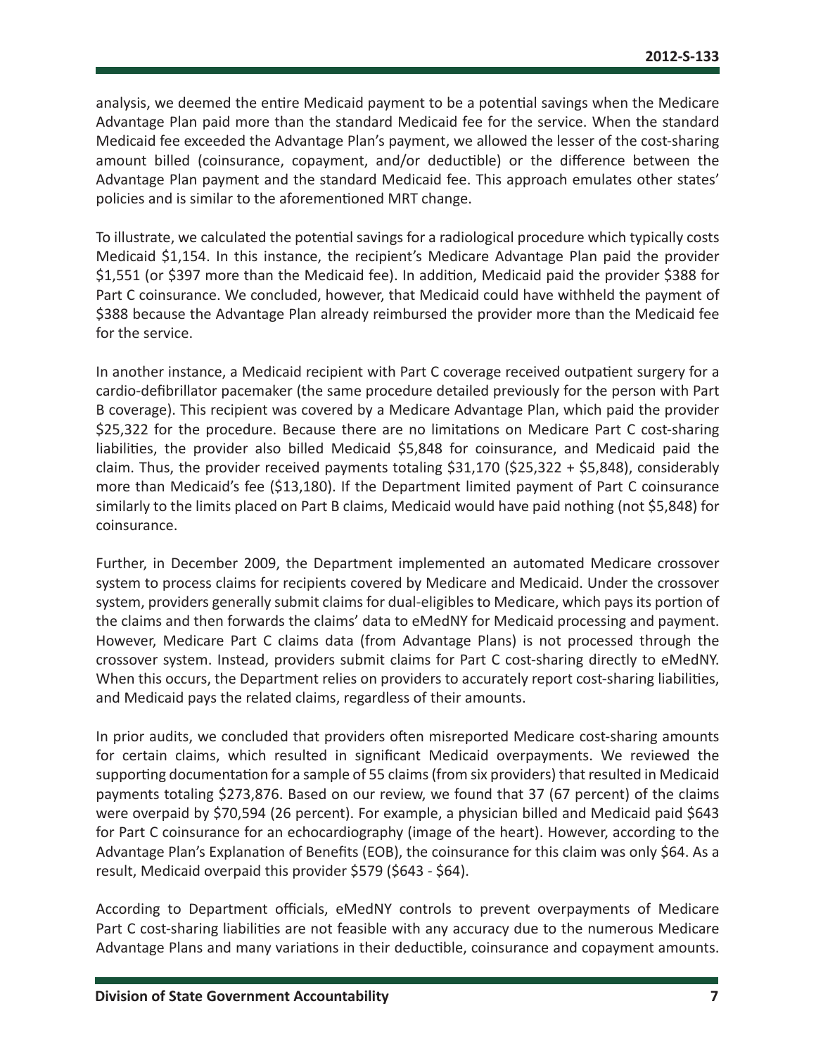analysis, we deemed the entire Medicaid payment to be a potential savings when the Medicare Advantage Plan paid more than the standard Medicaid fee for the service. When the standard Medicaid fee exceeded the Advantage Plan's payment, we allowed the lesser of the cost-sharing amount billed (coinsurance, copayment, and/or deductible) or the difference between the Advantage Plan payment and the standard Medicaid fee. This approach emulates other states' policies and is similar to the aforementioned MRT change.

To illustrate, we calculated the potential savings for a radiological procedure which typically costs Medicaid $1,154. In this instance, the recipient's Medicare Advantage Plan paid the provider $1,551 (or $397 more than the Medicaid fee). In addition, Medicaid paid the provider $388 for Part C coinsurance. We concluded, however, that Medicaid could have withheld the payment of $388 because the Advantage Plan already reimbursed the provider more than the Medicaid fee for the service.

In another instance, a Medicaid recipient with Part C coverage received outpatient surgery for a cardio-defibrillator pacemaker (the same procedure detailed previously for the person with Part B coverage). This recipient was covered by a Medicare Advantage Plan, which paid the provider $25,322 for the procedure. Because there are no limitations on Medicare Part C cost-sharing liabilities, the provider also billed Medicaid $5,848 for coinsurance, and Medicaid paid the claim. Thus, the provider received payments totaling $31,170 ($25,322 + $5,848), considerably more than Medicaid's fee ($13,180). If the Department limited payment of Part C coinsurance similarly to the limits placed on Part B claims, Medicaid would have paid nothing (not $5,848) for coinsurance.

Further, in December 2009, the Department implemented an automated Medicare crossover system to process claims for recipients covered by Medicare and Medicaid. Under the crossover system, providers generally submit claims for dual-eligibles to Medicare, which pays its portion of the claims and then forwards the claims' data to eMedNY for Medicaid processing and payment. However, Medicare Part C claims data (from Advantage Plans) is not processed through the crossover system. Instead, providers submit claims for Part C cost-sharing directly to eMedNY. When this occurs, the Department relies on providers to accurately report cost-sharing liabilities, and Medicaid pays the related claims, regardless of their amounts.

In prior audits, we concluded that providers often misreported Medicare cost-sharing amounts for certain claims, which resulted in significant Medicaid overpayments. We reviewed the supporting documentation for a sample of 55 claims (from six providers) that resulted in Medicaid payments totaling $273,876. Based on our review, we found that 37 (67 percent) of the claims were overpaid by $70,594 (26 percent). For example, a physician billed and Medicaid paid $643 for Part C coinsurance for an echocardiography (image of the heart). However, according to the Advantage Plan's Explanation of Benefits (EOB), the coinsurance for this claim was only $64. As a result, Medicaid overpaid this provider $579 ($643 - $64).

According to Department officials, eMedNY controls to prevent overpayments of Medicare Part C cost-sharing liabilities are not feasible with any accuracy due to the numerous Medicare Advantage Plans and many variations in their deductible, coinsurance and copayment amounts.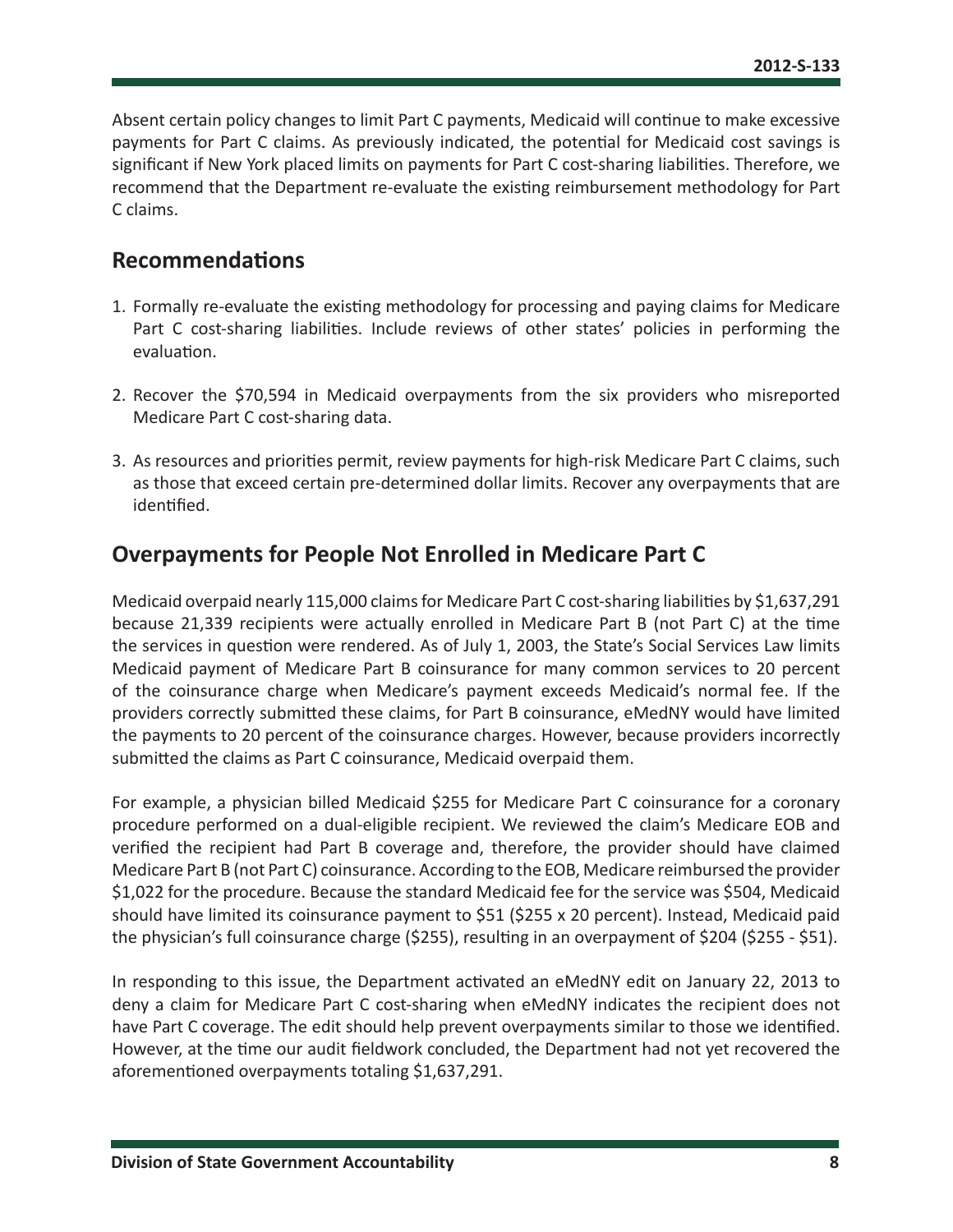Absent certain policy changes to limit Part C payments, Medicaid will continue to make excessive payments for Part C claims. As previously indicated, the potential for Medicaid cost savings is significant if New York placed limits on payments for Part C cost-sharing liabilities. Therefore, we recommend that the Department re-evaluate the existing reimbursement methodology for Part C claims.

## Recommendations

1. Formally re-evaluate the existing methodology for processing and paying claims for Medicare Part C cost-sharing liabilities. Include reviews of other states' policies in performing the evaluation.

2. Recover the $70,594 in Medicaid overpayments from the six providers who misreported Medicare Part C cost-sharing data.

3. As resources and priorities permit, review payments for high-risk Medicare Part C claims, such as those that exceed certain pre-determined dollar limits. Recover any overpayments that are identified.

## Overpayments for People Not Enrolled in Medicare Part C

Medicaid overpaid nearly 115,000 claims for Medicare Part C cost-sharing liabilities by $1,637,291 because 21,339 recipients were actually enrolled in Medicare Part B (not Part C) at the time the services in question were rendered. As of July 1, 2003, the State's Social Services Law limits Medicaid payment of Medicare Part B coinsurance for many common services to 20 percent of the coinsurance charge when Medicare's payment exceeds Medicaid's normal fee. If the providers correctly submitted these claims, for Part B coinsurance, eMedNY would have limited the payments to 20 percent of the coinsurance charges. However, because providers incorrectly submitted the claims as Part C coinsurance, Medicaid overpaid them.

For example, a physician billed Medicaid $255 for Medicare Part C coinsurance for a coronary procedure performed on a dual-eligible recipient. We reviewed the claim's Medicare EOB and verified the recipient had Part B coverage and, therefore, the provider should have claimed Medicare Part B (not Part C) coinsurance. According to the EOB, Medicare reimbursed the provider $1,022 for the procedure. Because the standard Medicaid fee for the service was $504, Medicaid should have limited its coinsurance payment to $51 ($255 x 20 percent). Instead, Medicaid paid the physician's full coinsurance charge ($255), resulting in an overpayment of $204 ($255 - $51).

In responding to this issue, the Department activated an eMedNY edit on January 22, 2013 to deny a claim for Medicare Part C cost-sharing when eMedNY indicates the recipient does not have Part C coverage. The edit should help prevent overpayments similar to those we identified. However, at the time our audit fieldwork concluded, the Department had not yet recovered the aforementioned overpayments totaling $1,637,291.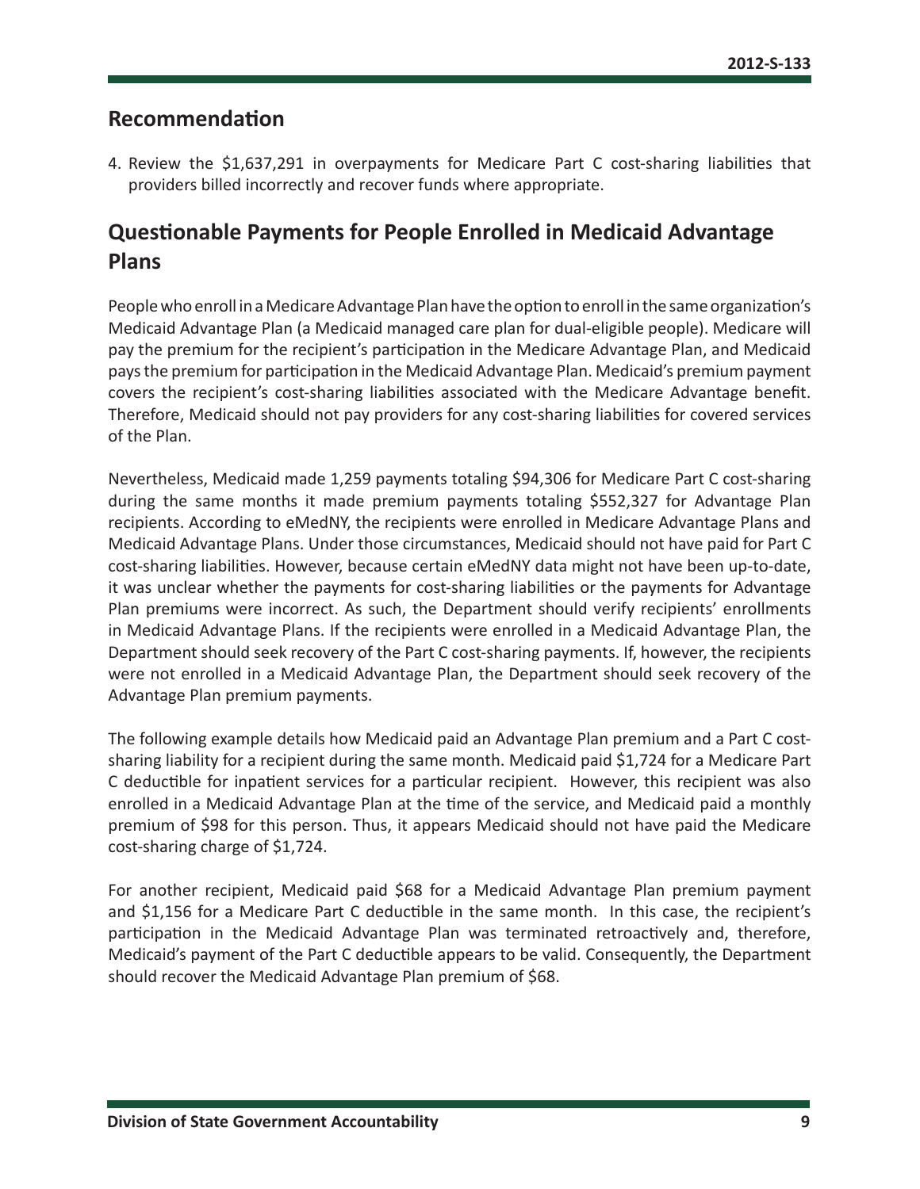## Recommendation

4. Review the $1,637,291 in overpayments for Medicare Part C cost-sharing liabilities that providers billed incorrectly and recover funds where appropriate.

## Questionable Payments for People Enrolled in Medicaid Advantage Plans

People who enroll in a Medicare Advantage Plan have the option to enroll in the same organization's Medicaid Advantage Plan (a Medicaid managed care plan for dual-eligible people). Medicare will pay the premium for the recipient's participation in the Medicare Advantage Plan, and Medicaid pays the premium for participation in the Medicaid Advantage Plan. Medicaid's premium payment covers the recipient's cost-sharing liabilities associated with the Medicare Advantage benefit. Therefore, Medicaid should not pay providers for any cost-sharing liabilities for covered services of the Plan.

Nevertheless, Medicaid made 1,259 payments totaling $94,306 for Medicare Part C cost-sharing during the same months it made premium payments totaling $552,327 for Advantage Plan recipients. According to eMedNY, the recipients were enrolled in Medicare Advantage Plans and Medicaid Advantage Plans. Under those circumstances, Medicaid should not have paid for Part C cost-sharing liabilities. However, because certain eMedNY data might not have been up-to-date, it was unclear whether the payments for cost-sharing liabilities or the payments for Advantage Plan premiums were incorrect. As such, the Department should verify recipients' enrollments in Medicaid Advantage Plans. If the recipients were enrolled in a Medicaid Advantage Plan, the Department should seek recovery of the Part C cost-sharing payments. If, however, the recipients were not enrolled in a Medicaid Advantage Plan, the Department should seek recovery of the Advantage Plan premium payments.

The following example details how Medicaid paid an Advantage Plan premium and a Part C cost-sharing liability for a recipient during the same month. Medicaid paid $1,724 for a Medicare Part C deductible for inpatient services for a particular recipient. However, this recipient was also enrolled in a Medicaid Advantage Plan at the time of the service, and Medicaid paid a monthly premium of $98 for this person. Thus, it appears Medicaid should not have paid the Medicare cost-sharing charge of $1,724.

For another recipient, Medicaid paid $68 for a Medicaid Advantage Plan premium payment and $1,156 for a Medicare Part C deductible in the same month. In this case, the recipient's participation in the Medicaid Advantage Plan was terminated retroactively and, therefore, Medicaid's payment of the Part C deductible appears to be valid. Consequently, the Department should recover the Medicaid Advantage Plan premium of $68.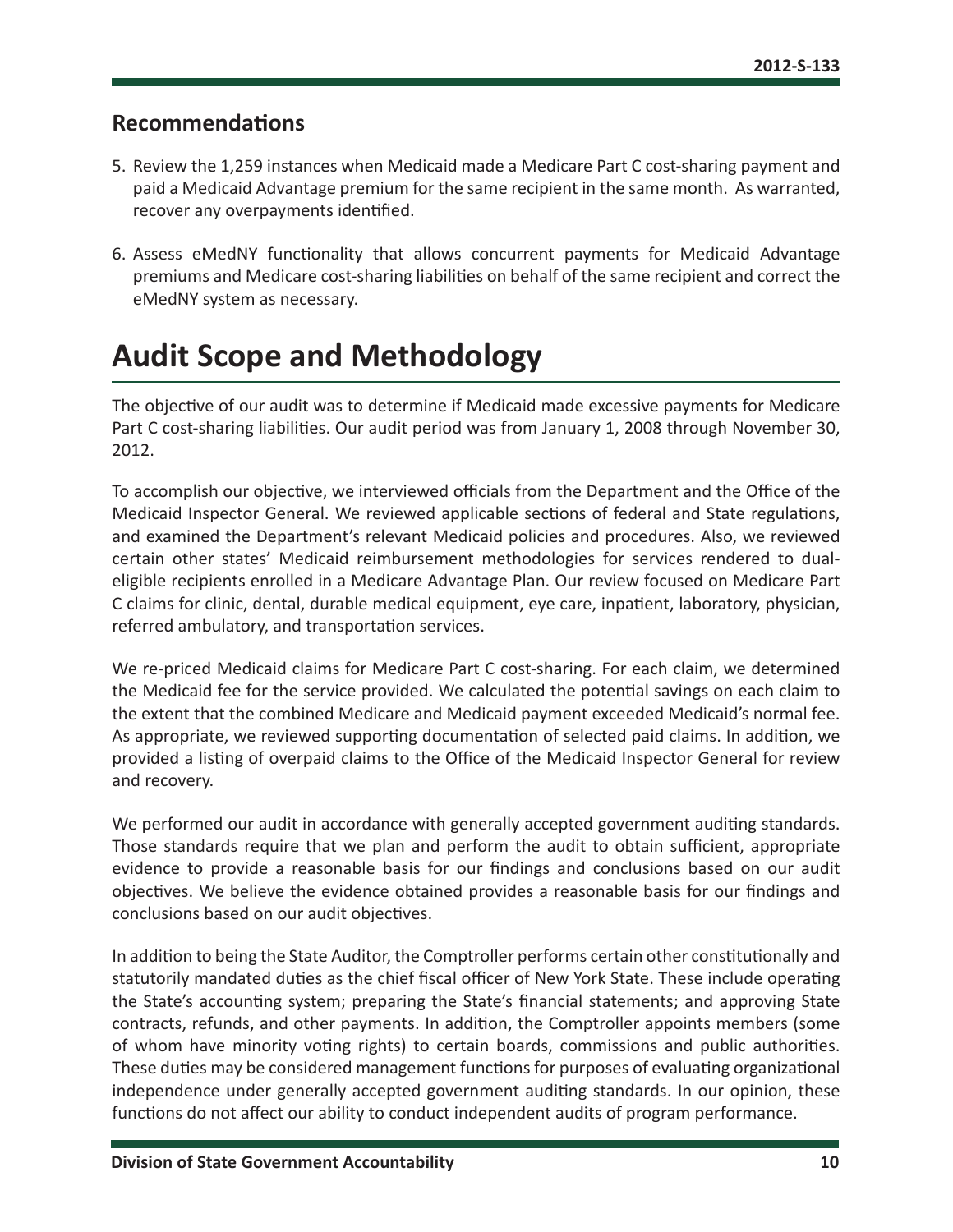## Recommendations

5. Review the 1,259 instances when Medicaid made a Medicare Part C cost-sharing payment and paid a Medicaid Advantage premium for the same recipient in the same month. As warranted, recover any overpayments identified.

6. Assess eMedNY functionality that allows concurrent payments for Medicaid Advantage premiums and Medicare cost-sharing liabilities on behalf of the same recipient and correct the eMedNY system as necessary.

# Audit Scope and Methodology

The objective of our audit was to determine if Medicaid made excessive payments for Medicare Part C cost-sharing liabilities. Our audit period was from January 1, 2008 through November 30, 2012.

To accomplish our objective, we interviewed officials from the Department and the Office of the Medicaid Inspector General. We reviewed applicable sections of federal and State regulations, and examined the Department's relevant Medicaid policies and procedures. Also, we reviewed certain other states' Medicaid reimbursement methodologies for services rendered to dual-eligible recipients enrolled in a Medicare Advantage Plan. Our review focused on Medicare Part C claims for clinic, dental, durable medical equipment, eye care, inpatient, laboratory, physician, referred ambulatory, and transportation services.

We re-priced Medicaid claims for Medicare Part C cost-sharing. For each claim, we determined the Medicaid fee for the service provided. We calculated the potential savings on each claim to the extent that the combined Medicare and Medicaid payment exceeded Medicaid's normal fee. As appropriate, we reviewed supporting documentation of selected paid claims. In addition, we provided a listing of overpaid claims to the Office of the Medicaid Inspector General for review and recovery.

We performed our audit in accordance with generally accepted government auditing standards. Those standards require that we plan and perform the audit to obtain sufficient, appropriate evidence to provide a reasonable basis for our findings and conclusions based on our audit objectives. We believe the evidence obtained provides a reasonable basis for our findings and conclusions based on our audit objectives.

In addition to being the State Auditor, the Comptroller performs certain other constitutionally and statutorily mandated duties as the chief fiscal officer of New York State. These include operating the State's accounting system; preparing the State's financial statements; and approving State contracts, refunds, and other payments. In addition, the Comptroller appoints members (some of whom have minority voting rights) to certain boards, commissions and public authorities. These duties may be considered management functions for purposes of evaluating organizational independence under generally accepted government auditing standards. In our opinion, these functions do not affect our ability to conduct independent audits of program performance.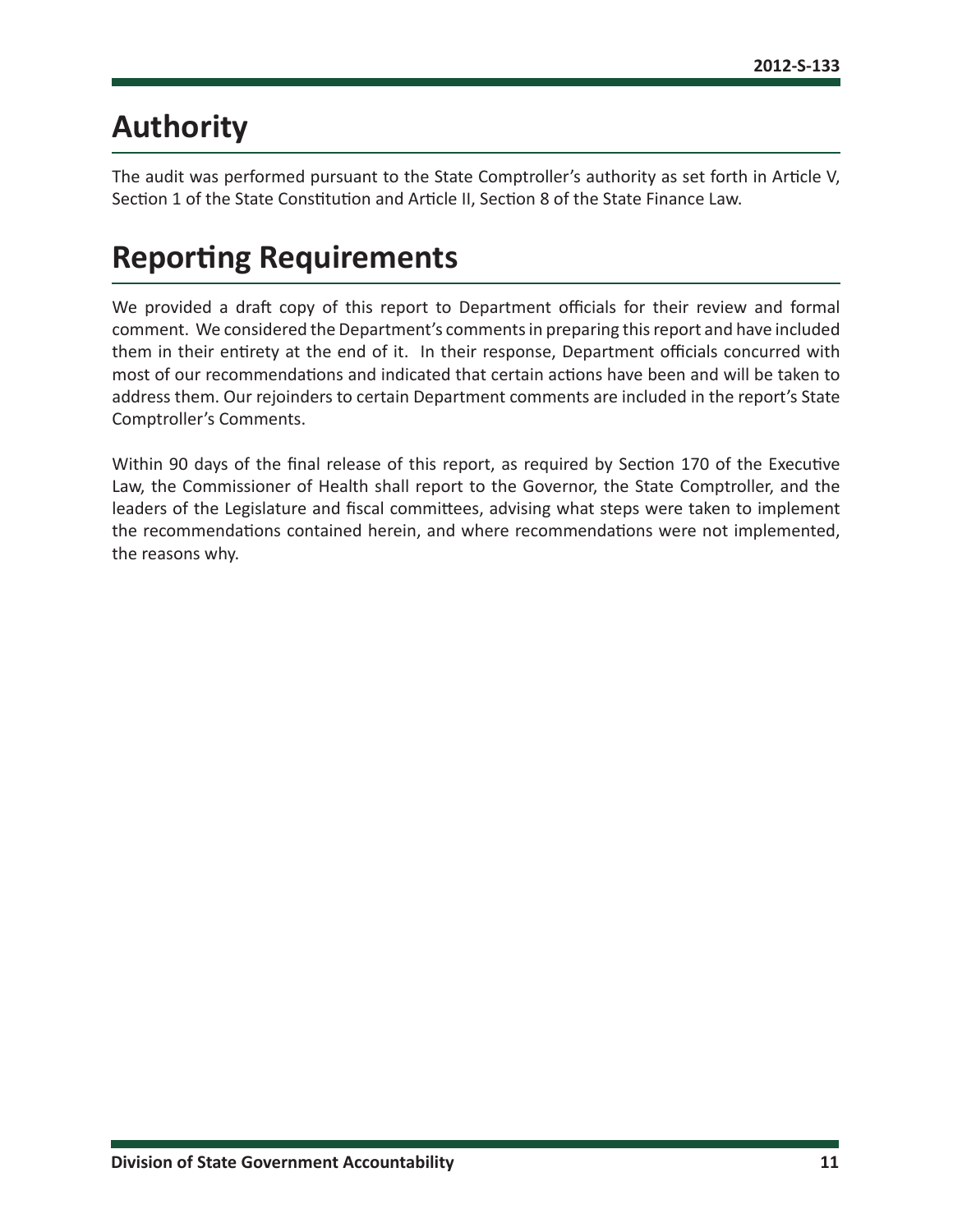# Authority

The audit was performed pursuant to the State Comptroller's authority as set forth in Article V, Section 1 of the State Constitution and Article II, Section 8 of the State Finance Law.

# Reporting Requirements

We provided a draft copy of this report to Department officials for their review and formal comment. We considered the Department's comments in preparing this report and have included them in their entirety at the end of it. In their response, Department officials concurred with most of our recommendations and indicated that certain actions have been and will be taken to address them. Our rejoinders to certain Department comments are included in the report's State Comptroller's Comments.

Within 90 days of the final release of this report, as required by Section 170 of the Executive Law, the Commissioner of Health shall report to the Governor, the State Comptroller, and the leaders of the Legislature and fiscal committees, advising what steps were taken to implement the recommendations contained herein, and where recommendations were not implemented, the reasons why.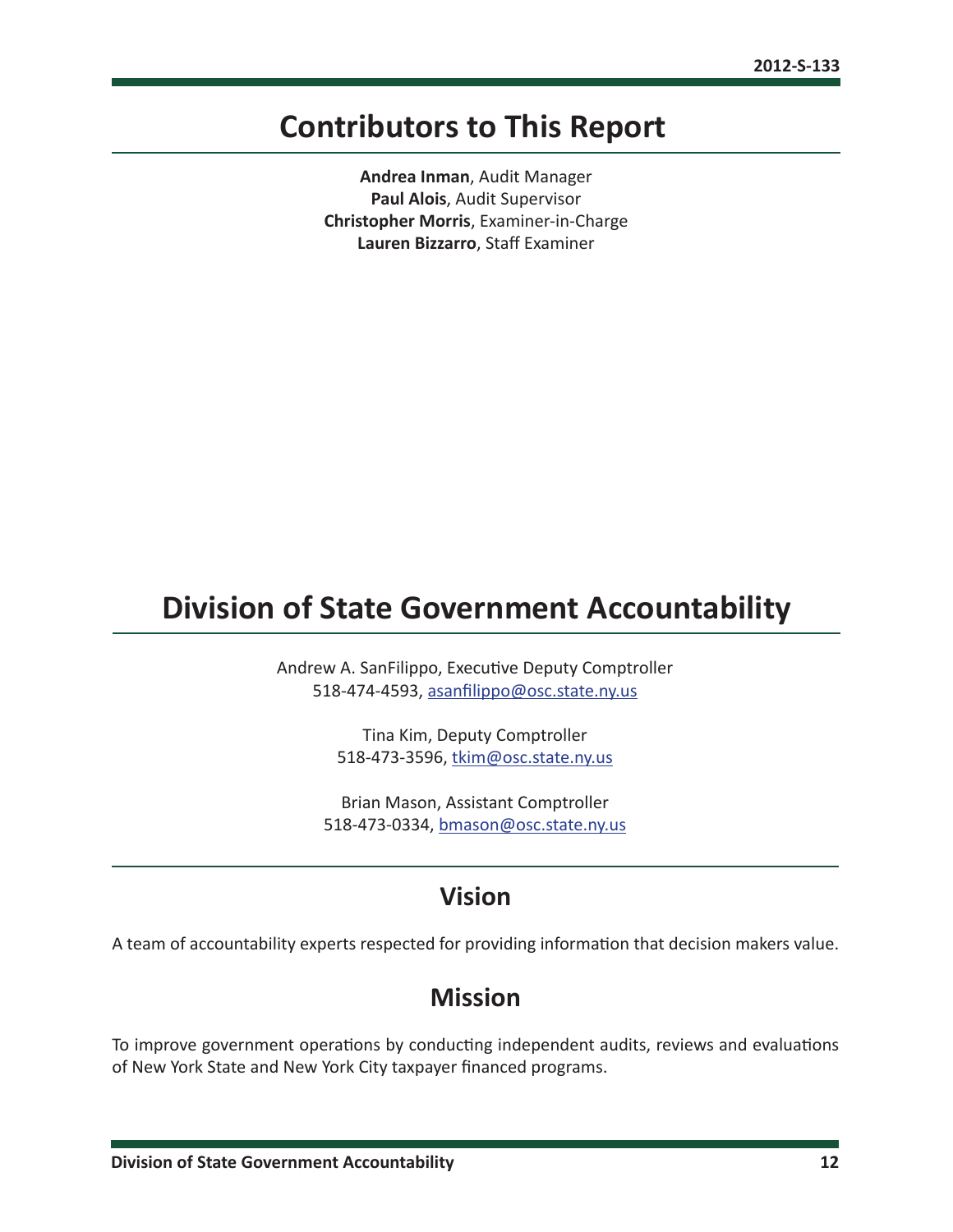# Contributors to This Report

**Andrea Inman**, Audit Manager
**Paul Alois**, Audit Supervisor
**Christopher Morris**, Examiner-in-Charge
**Lauren Bizzarro**, Staff Examiner

# Division of State Government Accountability

Andrew A. SanFilippo, Executive Deputy Comptroller
518-474-4593, asanfilippo@osc.state.ny.us

Tina Kim, Deputy Comptroller
518-473-3596, tkim@osc.state.ny.us

Brian Mason, Assistant Comptroller
518-473-0334, bmason@osc.state.ny.us

## Vision

A team of accountability experts respected for providing information that decision makers value.

## Mission

To improve government operations by conducting independent audits, reviews and evaluations of New York State and New York City taxpayer financed programs.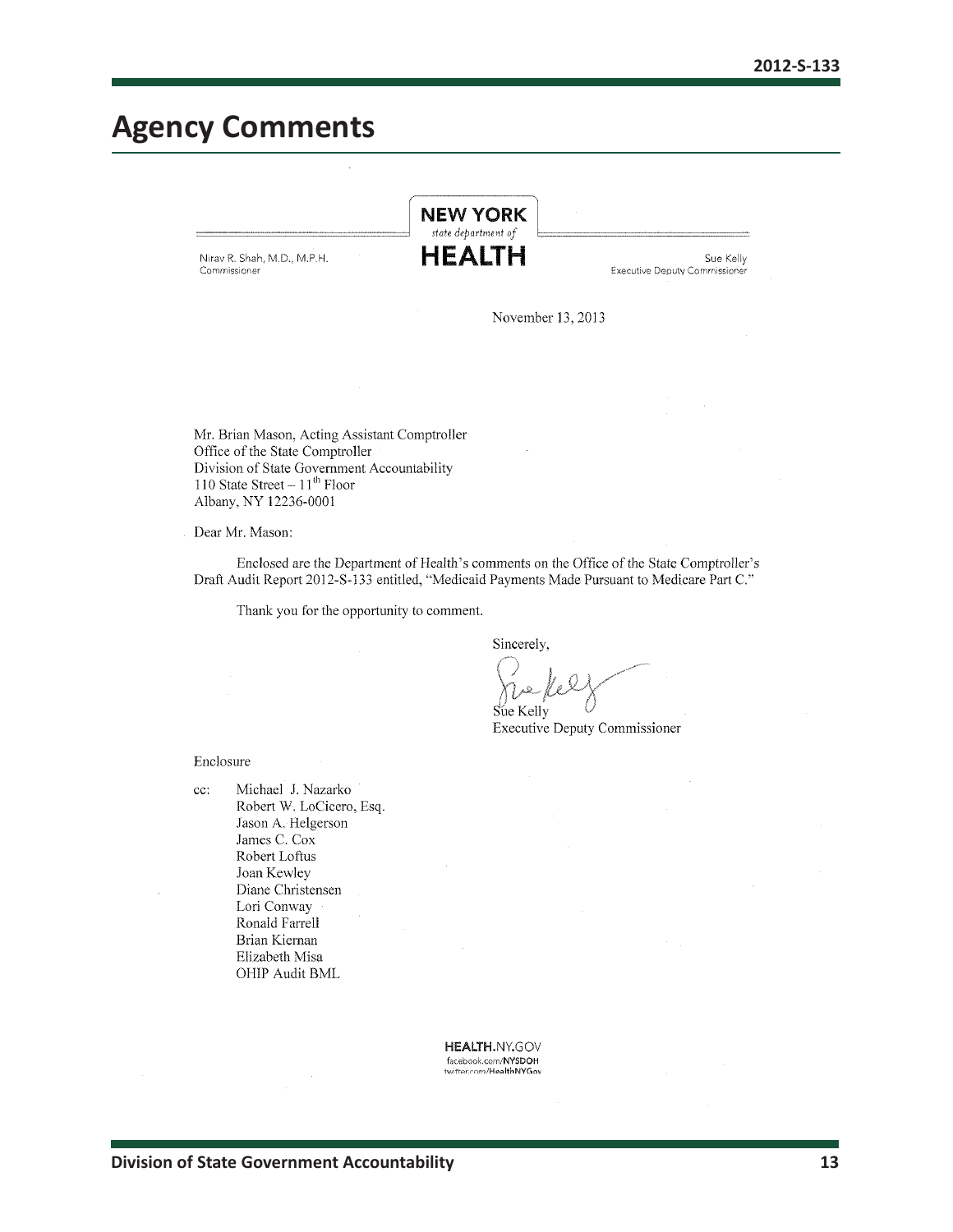# Agency Comments

**NEW YORK** *state department of* **HEALTH**

Nirav R. Shah, M.D., M.P.H.
Commissioner

Sue Kelly
Executive Deputy Commissioner

November 13, 2013

Mr. Brian Mason, Acting Assistant Comptroller
Office of the State Comptroller
Division of State Government Accountability
110 State Street – 11th Floor
Albany, NY 12236-0001

Dear Mr. Mason:

Enclosed are the Department of Health's comments on the Office of the State Comptroller's Draft Audit Report 2012-S-133 entitled, "Medicaid Payments Made Pursuant to Medicare Part C."

Thank you for the opportunity to comment.

Sincerely,

Sue Kelly
Executive Deputy Commissioner

Enclosure

cc: Michael J. Nazarko
Robert W. LoCicero, Esq.
Jason A. Helgerson
James C. Cox
Robert Loftus
Joan Kewley
Diane Christensen
Lori Conway
Ronald Farrell
Brian Kiernan
Elizabeth Misa
OHIP Audit BML

HEALTH.NY.GOV
facebook.com/NYSDOH
twitter.com/HealthNYGov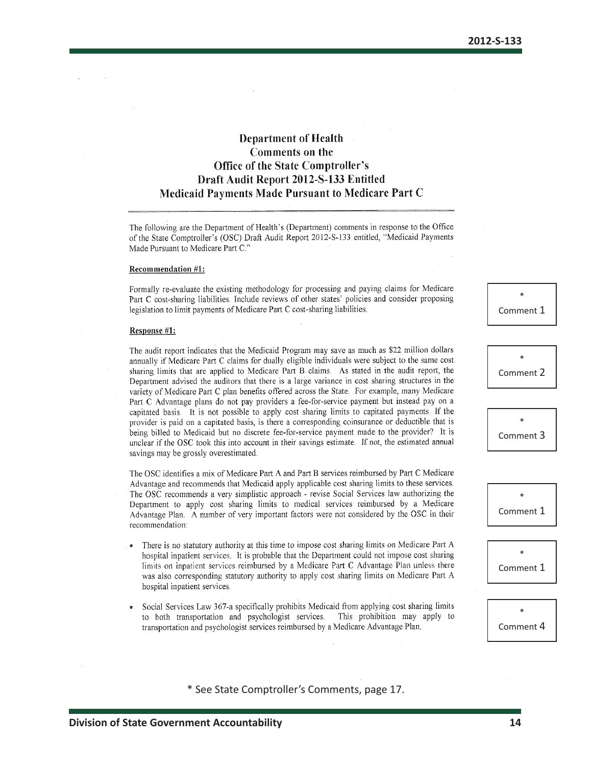# Department of Health Comments on the Office of the State Comptroller's Draft Audit Report 2012-S-133 Entitled Medicaid Payments Made Pursuant to Medicare Part C

The following are the Department of Health's (Department) comments in response to the Office of the State Comptroller's (OSC) Draft Audit Report 2012-S-133 entitled, "Medicaid Payments Made Pursuant to Medicare Part C."

**Recommendation #1:**

Formally re-evaluate the existing methodology for processing and paying claims for Medicare Part C cost-sharing liabilities. Include reviews of other states' policies and consider proposing legislation to limit payments of Medicare Part C cost-sharing liabilities.

*
Comment 1

**Response #1:**

The audit report indicates that the Medicaid Program may save as much as $22 million dollars annually if Medicare Part C claims for dually eligible individuals were subject to the same cost sharing limits that are applied to Medicare Part B claims. As stated in the audit report, the Department advised the auditors that there is a large variance in cost sharing structures in the variety of Medicare Part C plan benefits offered across the State. For example, many Medicare Part C Advantage plans do not pay providers a fee-for-service payment but instead pay on a capitated basis. It is not possible to apply cost sharing limits to capitated payments. If the provider is paid on a capitated basis, is there a corresponding coinsurance or deductible that is being billed to Medicaid but no discrete fee-for-service payment made to the provider? It is unclear if the OSC took this into account in their savings estimate. If not, the estimated annual savings may be grossly overestimated.

*
Comment 2

*
Comment 3

The OSC identifies a mix of Medicare Part A and Part B services reimbursed by Part C Medicare Advantage and recommends that Medicaid apply applicable cost sharing limits to these services. The OSC recommends a very simplistic approach - revise Social Services law authorizing the Department to apply cost sharing limits to medical services reimbursed by a Medicare Advantage Plan. A number of very important factors were not considered by the OSC in their recommendation:

*
Comment 1

- There is no statutory authority at this time to impose cost sharing limits on Medicare Part A hospital inpatient services. It is probable that the Department could not impose cost sharing limits on inpatient services reimbursed by a Medicare Part C Advantage Plan unless there was also corresponding statutory authority to apply cost sharing limits on Medicare Part A hospital inpatient services.

*
Comment 1

- Social Services Law 367-a specifically prohibits Medicaid from applying cost sharing limits to both transportation and psychologist services. This prohibition may apply to transportation and psychologist services reimbursed by a Medicare Advantage Plan.

*
Comment 4

\* See State Comptroller's Comments, page 17.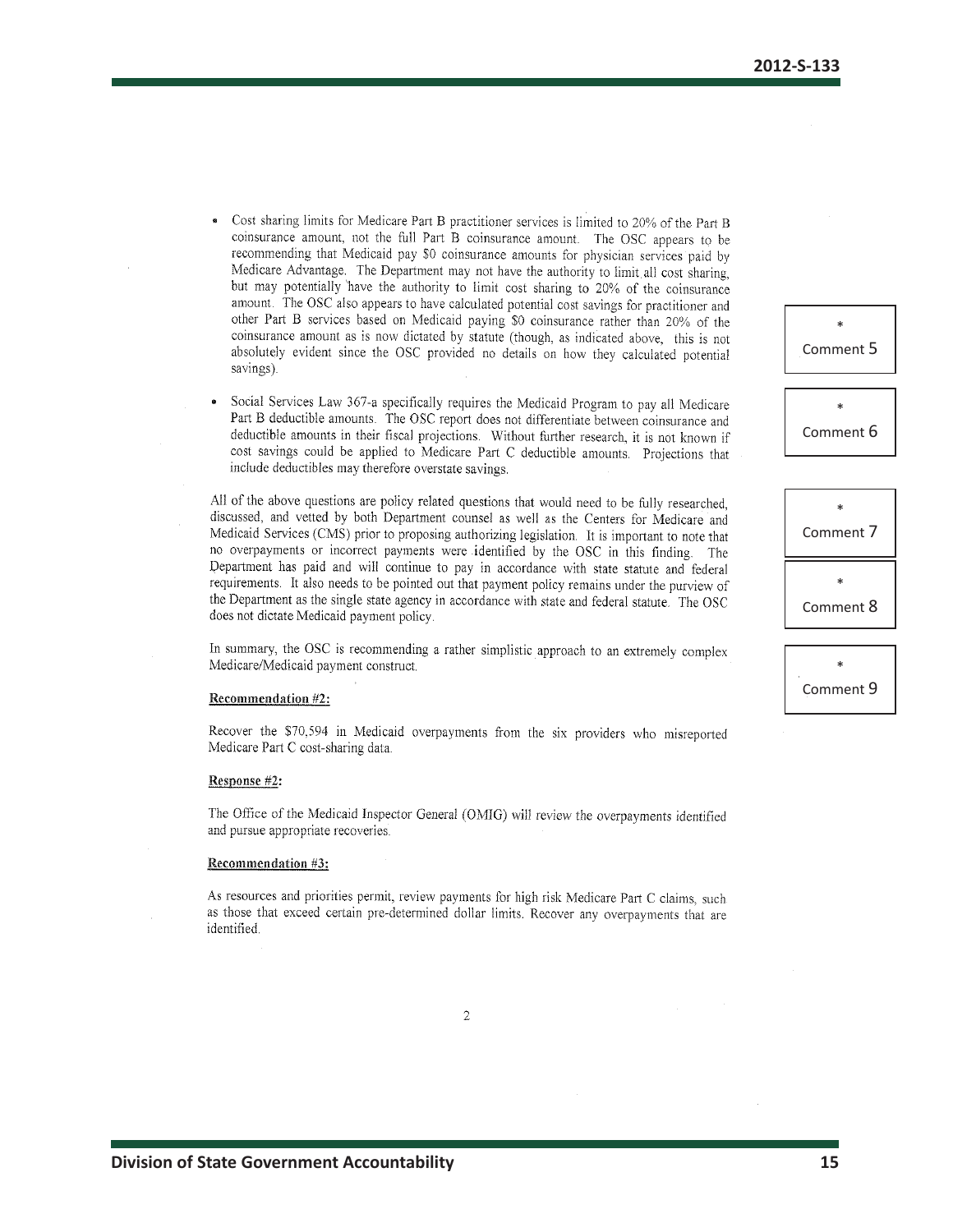- Cost sharing limits for Medicare Part B practitioner services is limited to 20% of the Part B coinsurance amount, not the full Part B coinsurance amount. The OSC appears to be recommending that Medicaid pay $0 coinsurance amounts for physician services paid by Medicare Advantage. The Department may not have the authority to limit all cost sharing, but may potentially have the authority to limit cost sharing to 20% of the coinsurance amount. The OSC also appears to have calculated potential cost savings for practitioner and other Part B services based on Medicaid paying $0 coinsurance rather than 20% of the coinsurance amount as is now dictated by statute (though, as indicated above, this is not absolutely evident since the OSC provided no details on how they calculated potential savings).

- Social Services Law 367-a specifically requires the Medicaid Program to pay all Medicare Part B deductible amounts. The OSC report does not differentiate between coinsurance and deductible amounts in their fiscal projections. Without further research, it is not known if cost savings could be applied to Medicare Part C deductible amounts. Projections that include deductibles may therefore overstate savings.

\* Comment 5

\* Comment 6

All of the above questions are policy related questions that would need to be fully researched, discussed, and vetted by both Department counsel as well as the Centers for Medicare and Medicaid Services (CMS) prior to proposing authorizing legislation. It is important to note that no overpayments or incorrect payments were identified by the OSC in this finding. The Department has paid and will continue to pay in accordance with state statute and federal requirements. It also needs to be pointed out that payment policy remains under the purview of the Department as the single state agency in accordance with state and federal statute. The OSC does not dictate Medicaid payment policy.

\* Comment 7

\* Comment 8

In summary, the OSC is recommending a rather simplistic approach to an extremely complex Medicare/Medicaid payment construct.

\* Comment 9

**Recommendation #2:**

Recover the $70,594 in Medicaid overpayments from the six providers who misreported Medicare Part C cost-sharing data.

**Response #2:**

The Office of the Medicaid Inspector General (OMIG) will review the overpayments identified and pursue appropriate recoveries.

**Recommendation #3:**

As resources and priorities permit, review payments for high risk Medicare Part C claims, such as those that exceed certain pre-determined dollar limits. Recover any overpayments that are identified.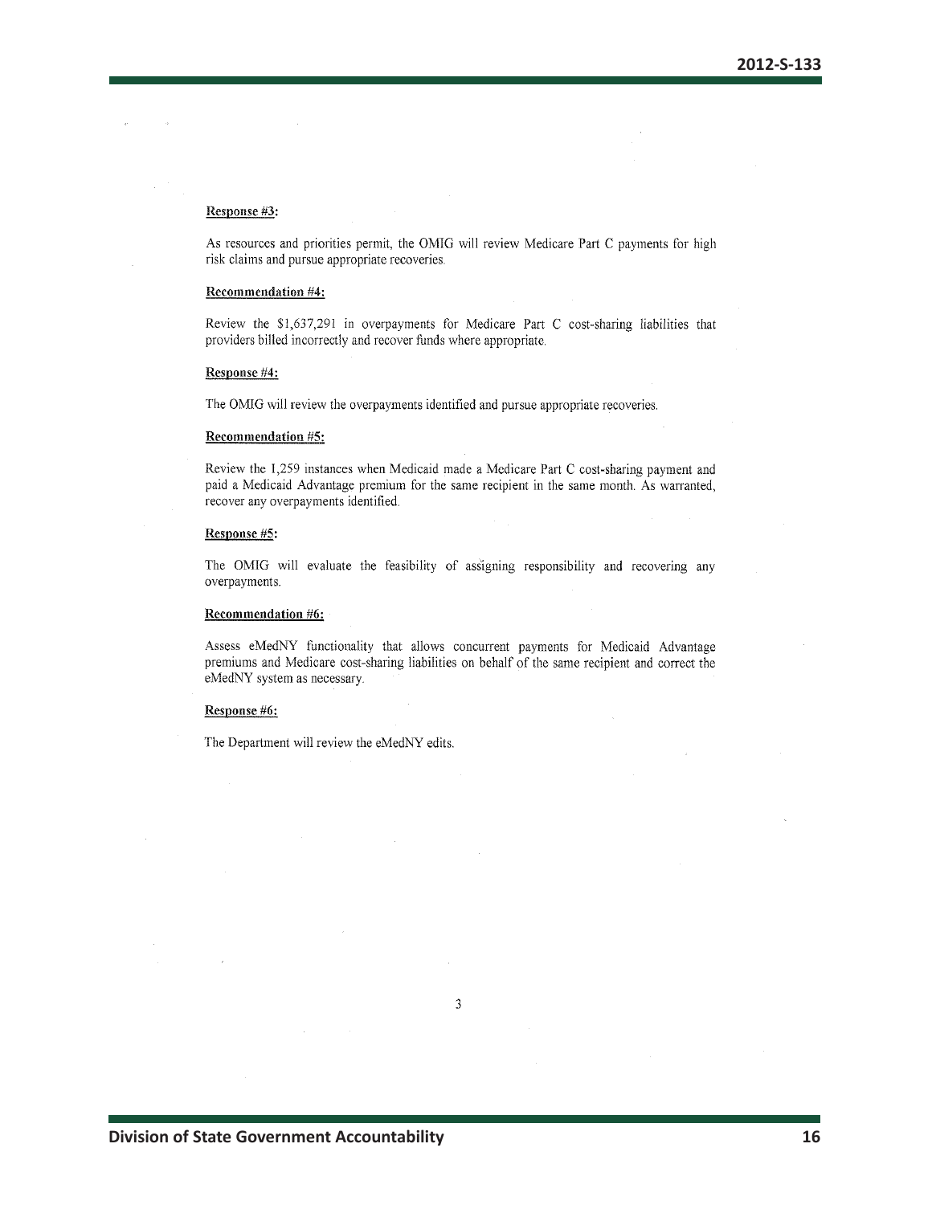**Response #3:**

As resources and priorities permit, the OMIG will review Medicare Part C payments for high risk claims and pursue appropriate recoveries.

**Recommendation #4:**

Review the $1,637,291 in overpayments for Medicare Part C cost-sharing liabilities that providers billed incorrectly and recover funds where appropriate.

**Response #4:**

The OMIG will review the overpayments identified and pursue appropriate recoveries.

**Recommendation #5:**

Review the 1,259 instances when Medicaid made a Medicare Part C cost-sharing payment and paid a Medicaid Advantage premium for the same recipient in the same month. As warranted, recover any overpayments identified.

**Response #5:**

The OMIG will evaluate the feasibility of assigning responsibility and recovering any overpayments.

**Recommendation #6:**

Assess eMedNY functionality that allows concurrent payments for Medicaid Advantage premiums and Medicare cost-sharing liabilities on behalf of the same recipient and correct the eMedNY system as necessary.

**Response #6:**

The Department will review the eMedNY edits.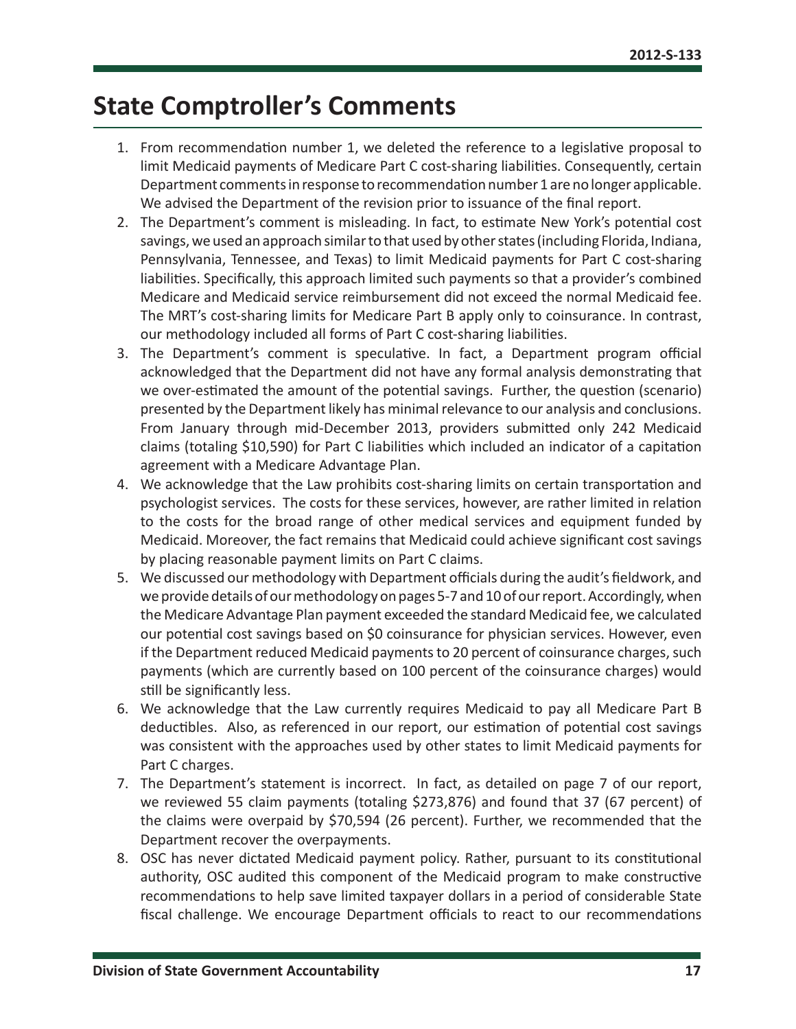# State Comptroller's Comments

1. From recommendation number 1, we deleted the reference to a legislative proposal to limit Medicaid payments of Medicare Part C cost-sharing liabilities. Consequently, certain Department comments in response to recommendation number 1 are no longer applicable. We advised the Department of the revision prior to issuance of the final report.
2. The Department's comment is misleading. In fact, to estimate New York's potential cost savings, we used an approach similar to that used by other states (including Florida, Indiana, Pennsylvania, Tennessee, and Texas) to limit Medicaid payments for Part C cost-sharing liabilities. Specifically, this approach limited such payments so that a provider's combined Medicare and Medicaid service reimbursement did not exceed the normal Medicaid fee. The MRT's cost-sharing limits for Medicare Part B apply only to coinsurance. In contrast, our methodology included all forms of Part C cost-sharing liabilities.
3. The Department's comment is speculative. In fact, a Department program official acknowledged that the Department did not have any formal analysis demonstrating that we over-estimated the amount of the potential savings. Further, the question (scenario) presented by the Department likely has minimal relevance to our analysis and conclusions. From January through mid-December 2013, providers submitted only 242 Medicaid claims (totaling $10,590) for Part C liabilities which included an indicator of a capitation agreement with a Medicare Advantage Plan.
4. We acknowledge that the Law prohibits cost-sharing limits on certain transportation and psychologist services. The costs for these services, however, are rather limited in relation to the costs for the broad range of other medical services and equipment funded by Medicaid. Moreover, the fact remains that Medicaid could achieve significant cost savings by placing reasonable payment limits on Part C claims.
5. We discussed our methodology with Department officials during the audit's fieldwork, and we provide details of our methodology on pages 5-7 and 10 of our report. Accordingly, when the Medicare Advantage Plan payment exceeded the standard Medicaid fee, we calculated our potential cost savings based on $0 coinsurance for physician services. However, even if the Department reduced Medicaid payments to 20 percent of coinsurance charges, such payments (which are currently based on 100 percent of the coinsurance charges) would still be significantly less.
6. We acknowledge that the Law currently requires Medicaid to pay all Medicare Part B deductibles. Also, as referenced in our report, our estimation of potential cost savings was consistent with the approaches used by other states to limit Medicaid payments for Part C charges.
7. The Department's statement is incorrect. In fact, as detailed on page 7 of our report, we reviewed 55 claim payments (totaling $273,876) and found that 37 (67 percent) of the claims were overpaid by $70,594 (26 percent). Further, we recommended that the Department recover the overpayments.
8. OSC has never dictated Medicaid payment policy. Rather, pursuant to its constitutional authority, OSC audited this component of the Medicaid program to make constructive recommendations to help save limited taxpayer dollars in a period of considerable State fiscal challenge. We encourage Department officials to react to our recommendations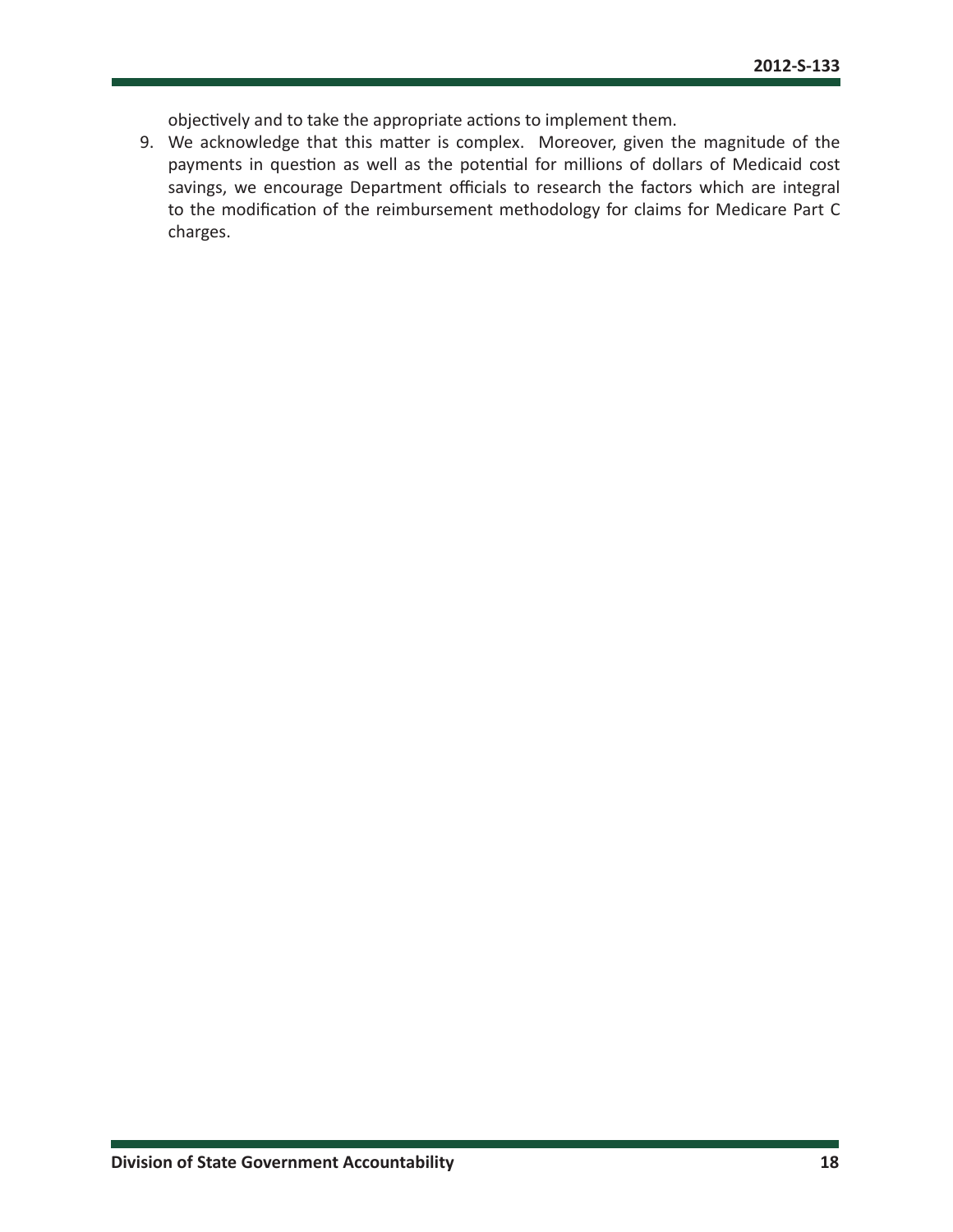objectively and to take the appropriate actions to implement them.

9. We acknowledge that this matter is complex. Moreover, given the magnitude of the payments in question as well as the potential for millions of dollars of Medicaid cost savings, we encourage Department officials to research the factors which are integral to the modification of the reimbursement methodology for claims for Medicare Part C charges.